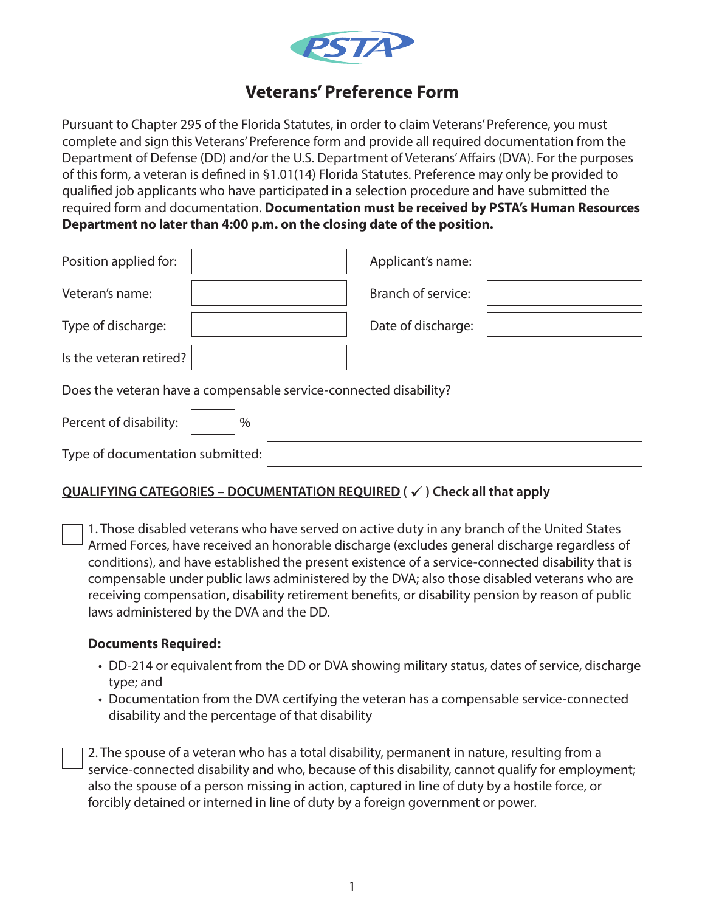# Veterans' Preference Form

Pursuant to Chapter 295 of the Florida Statutes, in order to claim Veterans' Preference, you must complete and sign this Veterans' Preference form and provide all required documentation from the Department of Defense (DD) and/or the U.S. Department of Veterans' Affairs (DVA). For the purposes of this form, a veteran is defined in §1.01(14) Florida Statutes. Preference may only be provided to qualified job applicants who have participated in a selection procedure and have submitted the required form and documentation. **Documentation must be received by PSTA's Human Resources Department no later than 4:00 p.m. on the closing date of the position.**

| | | | |
|---|---|---|---|
| Position applied for: | | Applicant's name: | |
| Veteran's name: | | Branch of service: | |
| Type of discharge: | | Date of discharge: | |
| Is the veteran retired? | | | |

Does the veteran have a compensable service-connected disability? ______

Percent of disability: ______ %

Type of documentation submitted: ______

**QUALIFYING CATEGORIES – DOCUMENTATION REQUIRED ( ✓ ) Check all that apply**

☐ 1. Those disabled veterans who have served on active duty in any branch of the United States Armed Forces, have received an honorable discharge (excludes general discharge regardless of conditions), and have established the present existence of a service-connected disability that is compensable under public laws administered by the DVA; also those disabled veterans who are receiving compensation, disability retirement benefits, or disability pension by reason of public laws administered by the DVA and the DD.

**Documents Required:**

- DD-214 or equivalent from the DD or DVA showing military status, dates of service, discharge type; and
- Documentation from the DVA certifying the veteran has a compensable service-connected disability and the percentage of that disability

☐ 2. The spouse of a veteran who has a total disability, permanent in nature, resulting from a service-connected disability and who, because of this disability, cannot qualify for employment; also the spouse of a person missing in action, captured in line of duty by a hostile force, or forcibly detained or interned in line of duty by a foreign government or power.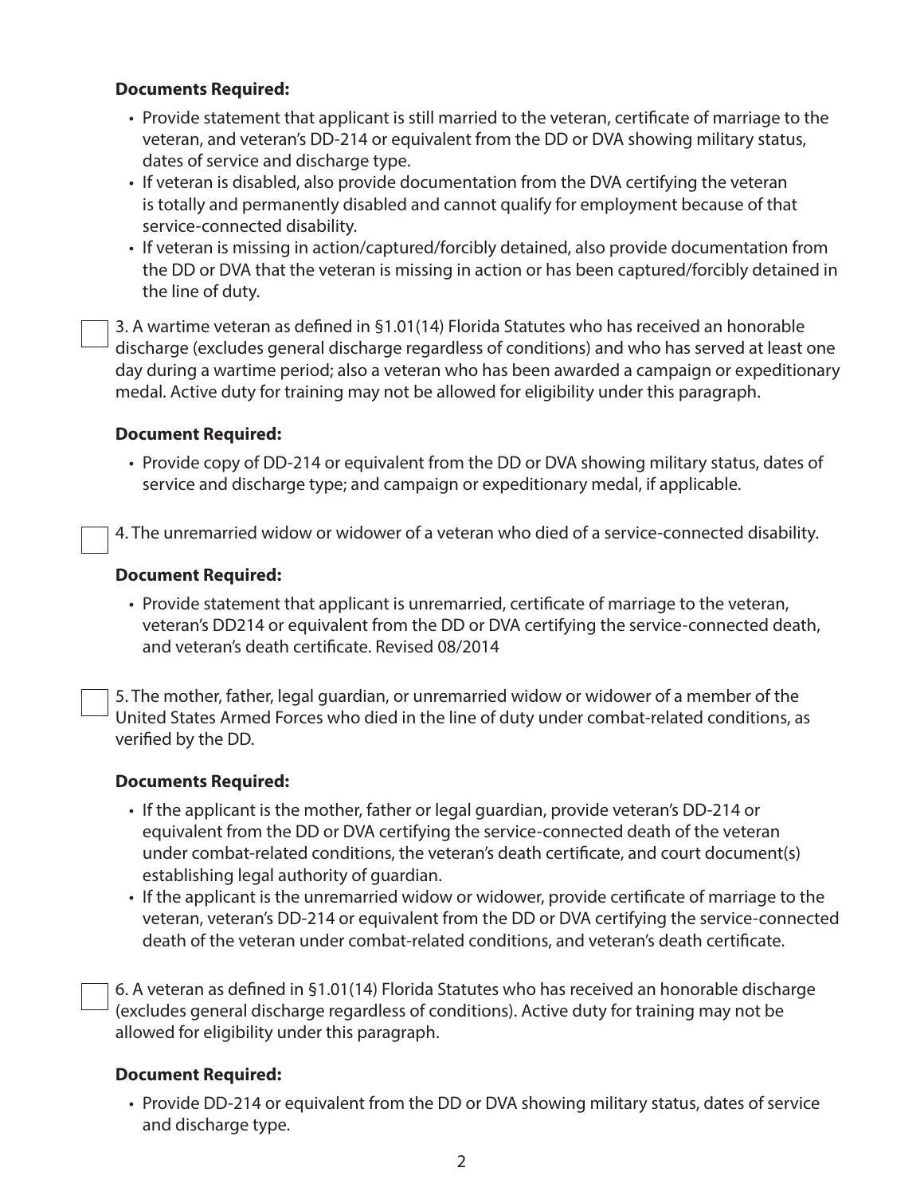**Documents Required:**

- Provide statement that applicant is still married to the veteran, certificate of marriage to the veteran, and veteran's DD-214 or equivalent from the DD or DVA showing military status, dates of service and discharge type.
- If veteran is disabled, also provide documentation from the DVA certifying the veteran is totally and permanently disabled and cannot qualify for employment because of that service-connected disability.
- If veteran is missing in action/captured/forcibly detained, also provide documentation from the DD or DVA that the veteran is missing in action or has been captured/forcibly detained in the line of duty.

☐ 3. A wartime veteran as defined in §1.01(14) Florida Statutes who has received an honorable discharge (excludes general discharge regardless of conditions) and who has served at least one day during a wartime period; also a veteran who has been awarded a campaign or expeditionary medal. Active duty for training may not be allowed for eligibility under this paragraph.

**Document Required:**

- Provide copy of DD-214 or equivalent from the DD or DVA showing military status, dates of service and discharge type; and campaign or expeditionary medal, if applicable.

☐ 4. The unremarried widow or widower of a veteran who died of a service-connected disability.

**Document Required:**

- Provide statement that applicant is unremarried, certificate of marriage to the veteran, veteran's DD214 or equivalent from the DD or DVA certifying the service-connected death, and veteran's death certificate. Revised 08/2014

☐ 5. The mother, father, legal guardian, or unremarried widow or widower of a member of the United States Armed Forces who died in the line of duty under combat-related conditions, as verified by the DD.

**Documents Required:**

- If the applicant is the mother, father or legal guardian, provide veteran's DD-214 or equivalent from the DD or DVA certifying the service-connected death of the veteran under combat-related conditions, the veteran's death certificate, and court document(s) establishing legal authority of guardian.
- If the applicant is the unremarried widow or widower, provide certificate of marriage to the veteran, veteran's DD-214 or equivalent from the DD or DVA certifying the service-connected death of the veteran under combat-related conditions, and veteran's death certificate.

☐ 6. A veteran as defined in §1.01(14) Florida Statutes who has received an honorable discharge (excludes general discharge regardless of conditions). Active duty for training may not be allowed for eligibility under this paragraph.

**Document Required:**

- Provide DD-214 or equivalent from the DD or DVA showing military status, dates of service and discharge type.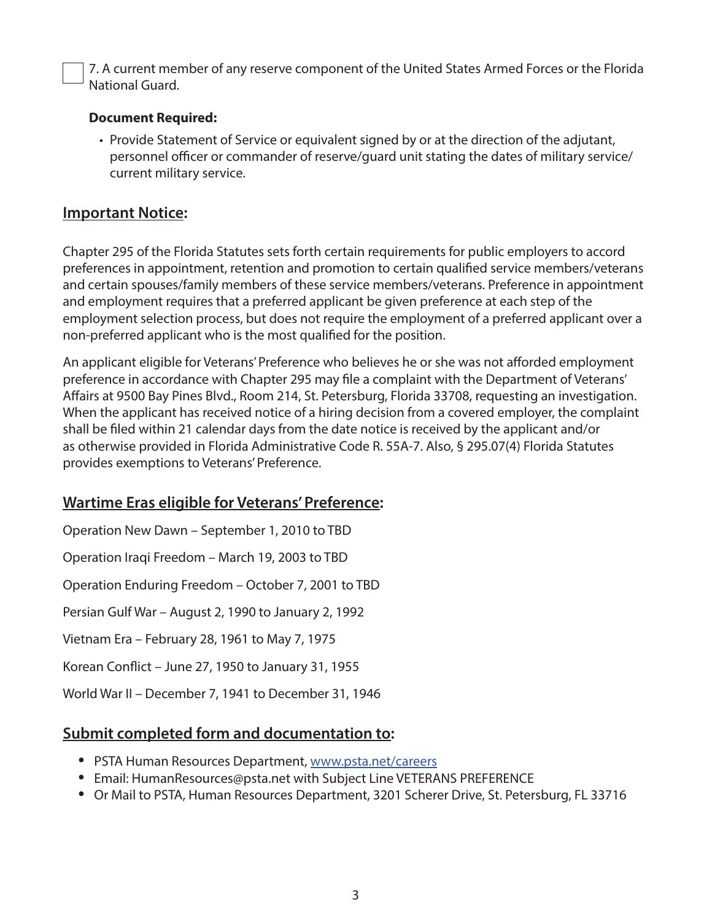- [ ] 7. A current member of any reserve component of the United States Armed Forces or the Florida National Guard.

**Document Required:**

- Provide Statement of Service or equivalent signed by or at the direction of the adjutant, personnel officer or commander of reserve/guard unit stating the dates of military service/ current military service.

## Important Notice:

Chapter 295 of the Florida Statutes sets forth certain requirements for public employers to accord preferences in appointment, retention and promotion to certain qualified service members/veterans and certain spouses/family members of these service members/veterans. Preference in appointment and employment requires that a preferred applicant be given preference at each step of the employment selection process, but does not require the employment of a preferred applicant over a non-preferred applicant who is the most qualified for the position.

An applicant eligible for Veterans' Preference who believes he or she was not afforded employment preference in accordance with Chapter 295 may file a complaint with the Department of Veterans' Affairs at 9500 Bay Pines Blvd., Room 214, St. Petersburg, Florida 33708, requesting an investigation. When the applicant has received notice of a hiring decision from a covered employer, the complaint shall be filed within 21 calendar days from the date notice is received by the applicant and/or as otherwise provided in Florida Administrative Code R. 55A-7. Also, § 295.07(4) Florida Statutes provides exemptions to Veterans' Preference.

## Wartime Eras eligible for Veterans' Preference:

Operation New Dawn – September 1, 2010 to TBD

Operation Iraqi Freedom – March 19, 2003 to TBD

Operation Enduring Freedom – October 7, 2001 to TBD

Persian Gulf War – August 2, 1990 to January 2, 1992

Vietnam Era – February 28, 1961 to May 7, 1975

Korean Conflict – June 27, 1950 to January 31, 1955

World War II – December 7, 1941 to December 31, 1946

## Submit completed form and documentation to:

- PSTA Human Resources Department, [www.psta.net/careers](http://www.psta.net/careers)
- Email: HumanResources@psta.net with Subject Line VETERANS PREFERENCE
- Or Mail to PSTA, Human Resources Department, 3201 Scherer Drive, St. Petersburg, FL 33716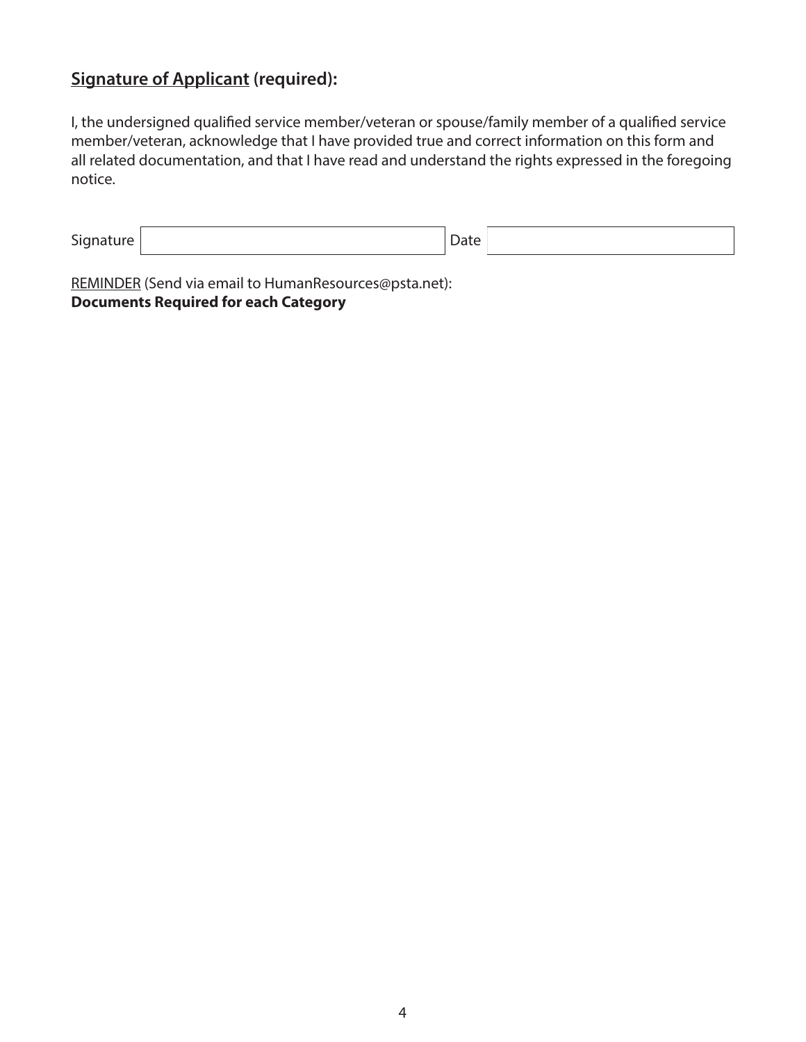**<u>Signature of Applicant</u> (required):**

I, the undersigned qualified service member/veteran or spouse/family member of a qualified service member/veteran, acknowledge that I have provided true and correct information on this form and all related documentation, and that I have read and understand the rights expressed in the foregoing notice.

| | | | |
|---|---|---|---|
| Signature | | Date | |

<u>REMINDER</u> (Send via email to HumanResources@psta.net):
**Documents Required for each Category**